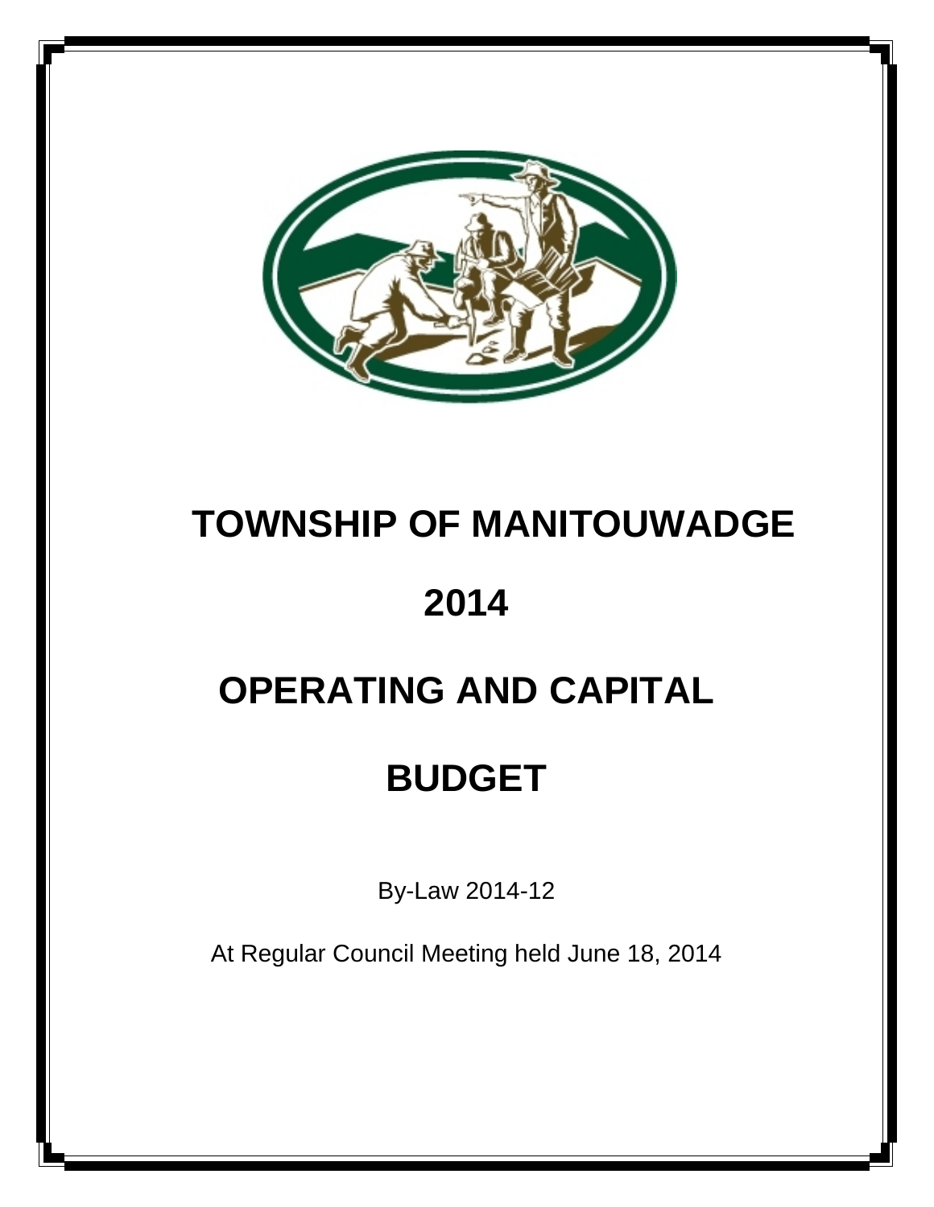# TOWNSHIP OF MANITOUWADGE

# 2014

# OPERATING AND CAPITAL

# BUDGET

By-Law 2014-12

At Regular Council Meeting held June 18, 2014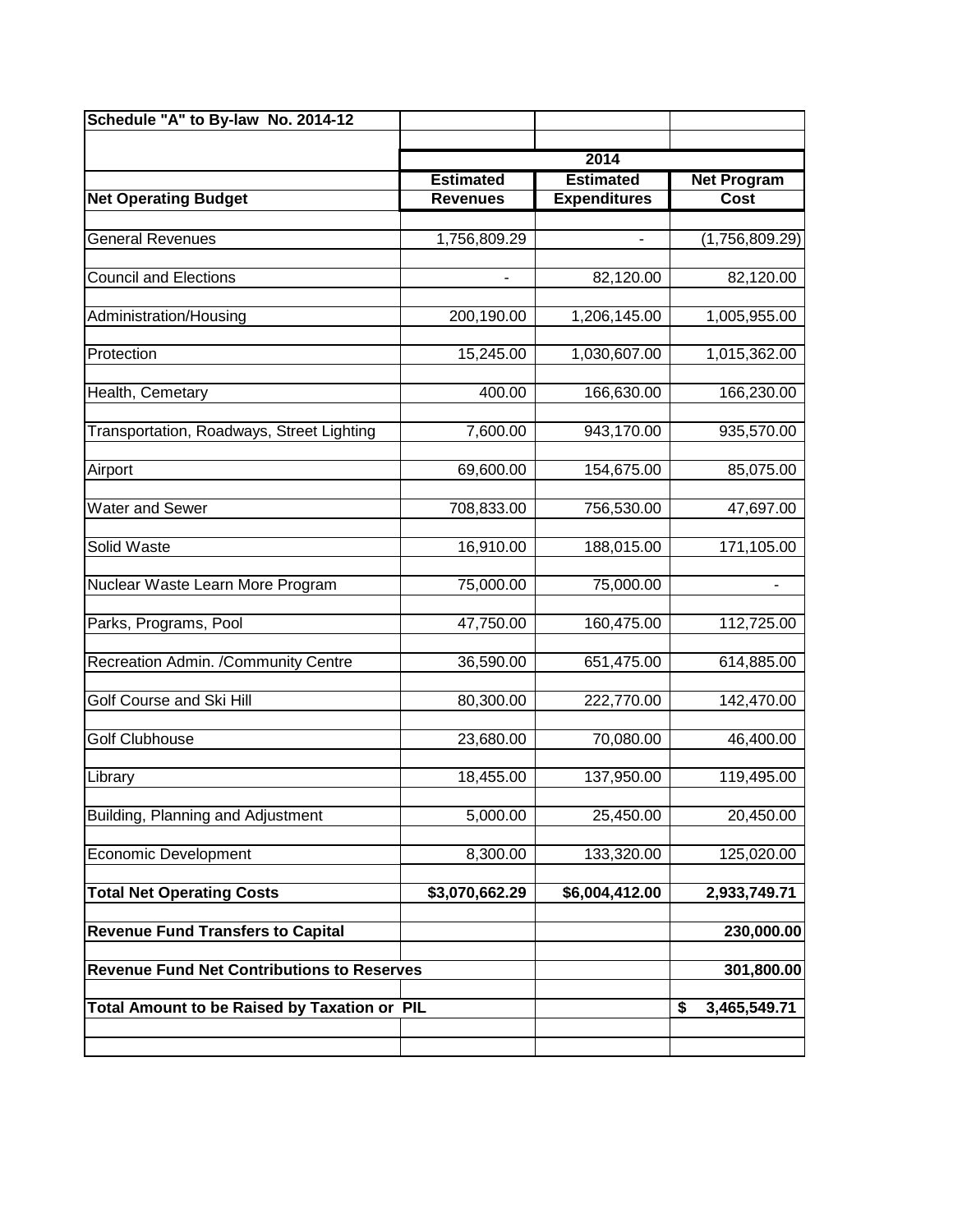| Schedule "A" to By-law No. 2014-12 | | | |
|---|---|---|---|
| | 2014 | | |
| | **Estimated** | **Estimated** | **Net Program** |
| **Net Operating Budget** | **Revenues** | **Expenditures** | **Cost** |
| General Revenues | 1,756,809.29 | - | (1,756,809.29) |
| Council and Elections | - | 82,120.00 | 82,120.00 |
| Administration/Housing | 200,190.00 | 1,206,145.00 | 1,005,955.00 |
| Protection | 15,245.00 | 1,030,607.00 | 1,015,362.00 |
| Health, Cemetary | 400.00 | 166,630.00 | 166,230.00 |
| Transportation, Roadways, Street Lighting | 7,600.00 | 943,170.00 | 935,570.00 |
| Airport | 69,600.00 | 154,675.00 | 85,075.00 |
| Water and Sewer | 708,833.00 | 756,530.00 | 47,697.00 |
| Solid Waste | 16,910.00 | 188,015.00 | 171,105.00 |
| Nuclear Waste Learn More Program | 75,000.00 | 75,000.00 | - |
| Parks, Programs, Pool | 47,750.00 | 160,475.00 | 112,725.00 |
| Recreation Admin. /Community Centre | 36,590.00 | 651,475.00 | 614,885.00 |
| Golf Course and Ski Hill | 80,300.00 | 222,770.00 | 142,470.00 |
| Golf Clubhouse | 23,680.00 | 70,080.00 | 46,400.00 |
| Library | 18,455.00 | 137,950.00 | 119,495.00 |
| Building, Planning and Adjustment | 5,000.00 | 25,450.00 | 20,450.00 |
| Economic Development | 8,300.00 | 133,320.00 | 125,020.00 |
| **Total Net Operating Costs** | **$3,070,662.29** | **$6,004,412.00** | **2,933,749.71** |
| **Revenue Fund Transfers to Capital** | | | **230,000.00** |
| **Revenue Fund Net Contributions to Reserves** | | | **301,800.00** |
| **Total Amount to be Raised by Taxation or PIL** | | | **$ 3,465,549.71** |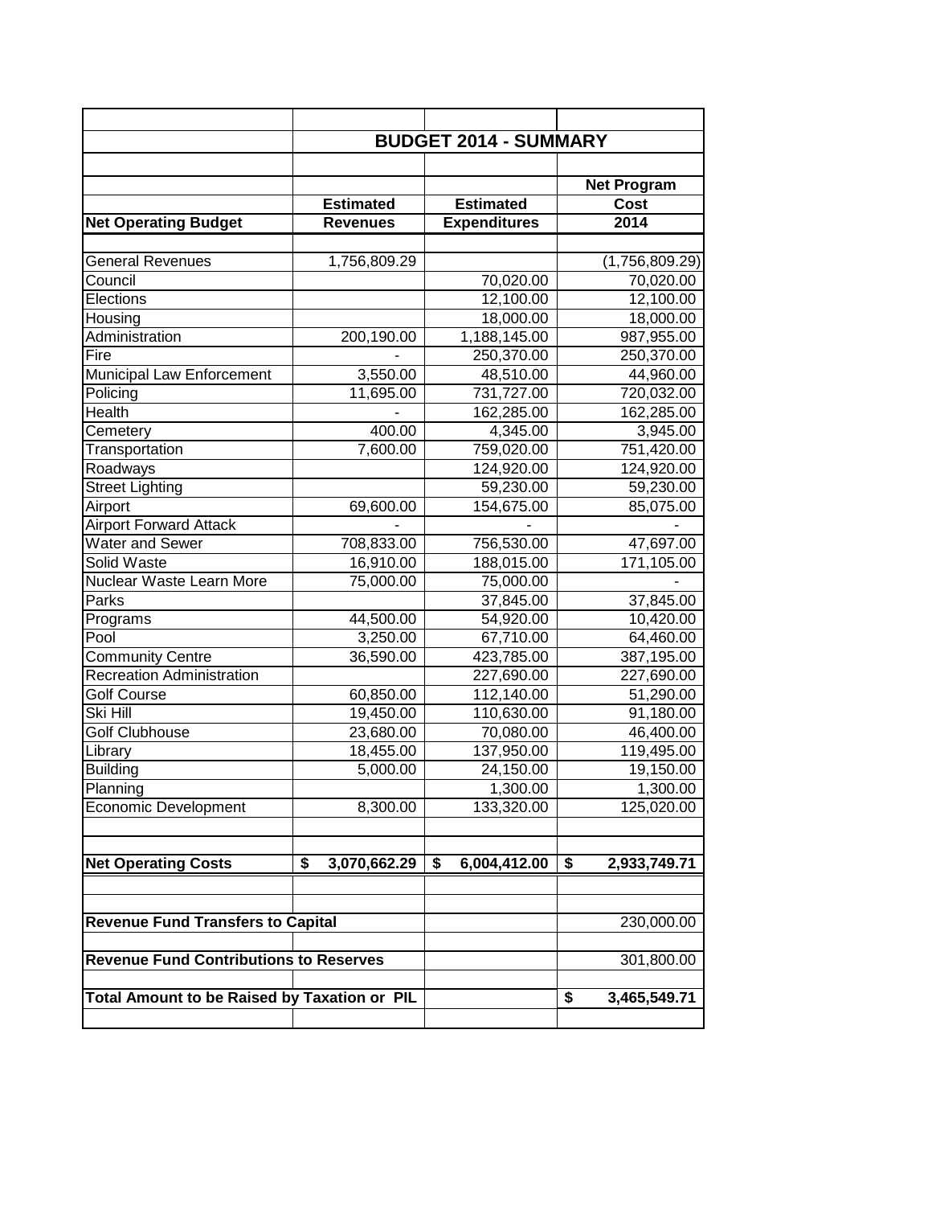| | BUDGET 2014 - SUMMARY | | |
|---|---|---|---|
| | | | Net Program |
| | Estimated | Estimated | Cost |
| **Net Operating Budget** | **Revenues** | **Expenditures** | **2014** |
| General Revenues | 1,756,809.29 | | (1,756,809.29) |
| Council | | 70,020.00 | 70,020.00 |
| Elections | | 12,100.00 | 12,100.00 |
| Housing | | 18,000.00 | 18,000.00 |
| Administration | 200,190.00 | 1,188,145.00 | 987,955.00 |
| Fire | - | 250,370.00 | 250,370.00 |
| Municipal Law Enforcement | 3,550.00 | 48,510.00 | 44,960.00 |
| Policing | 11,695.00 | 731,727.00 | 720,032.00 |
| Health | - | 162,285.00 | 162,285.00 |
| Cemetery | 400.00 | 4,345.00 | 3,945.00 |
| Transportation | 7,600.00 | 759,020.00 | 751,420.00 |
| Roadways | | 124,920.00 | 124,920.00 |
| Street Lighting | | 59,230.00 | 59,230.00 |
| Airport | 69,600.00 | 154,675.00 | 85,075.00 |
| Airport Forward Attack | - | - | - |
| Water and Sewer | 708,833.00 | 756,530.00 | 47,697.00 |
| Solid Waste | 16,910.00 | 188,015.00 | 171,105.00 |
| Nuclear Waste Learn More | 75,000.00 | 75,000.00 | - |
| Parks | | 37,845.00 | 37,845.00 |
| Programs | 44,500.00 | 54,920.00 | 10,420.00 |
| Pool | 3,250.00 | 67,710.00 | 64,460.00 |
| Community Centre | 36,590.00 | 423,785.00 | 387,195.00 |
| Recreation Administration | | 227,690.00 | 227,690.00 |
| Golf Course | 60,850.00 | 112,140.00 | 51,290.00 |
| Ski Hill | 19,450.00 | 110,630.00 | 91,180.00 |
| Golf Clubhouse | 23,680.00 | 70,080.00 | 46,400.00 |
| Library | 18,455.00 | 137,950.00 | 119,495.00 |
| Building | 5,000.00 | 24,150.00 | 19,150.00 |
| Planning | | 1,300.00 | 1,300.00 |
| Economic Development | 8,300.00 | 133,320.00 | 125,020.00 |
| **Net Operating Costs** | **$ 3,070,662.29** | **$ 6,004,412.00** | **$ 2,933,749.71** |
| **Revenue Fund Transfers to Capital** | | | 230,000.00 |
| **Revenue Fund Contributions to Reserves** | | | 301,800.00 |
| **Total Amount to be Raised by Taxation or PIL** | | | **$ 3,465,549.71** |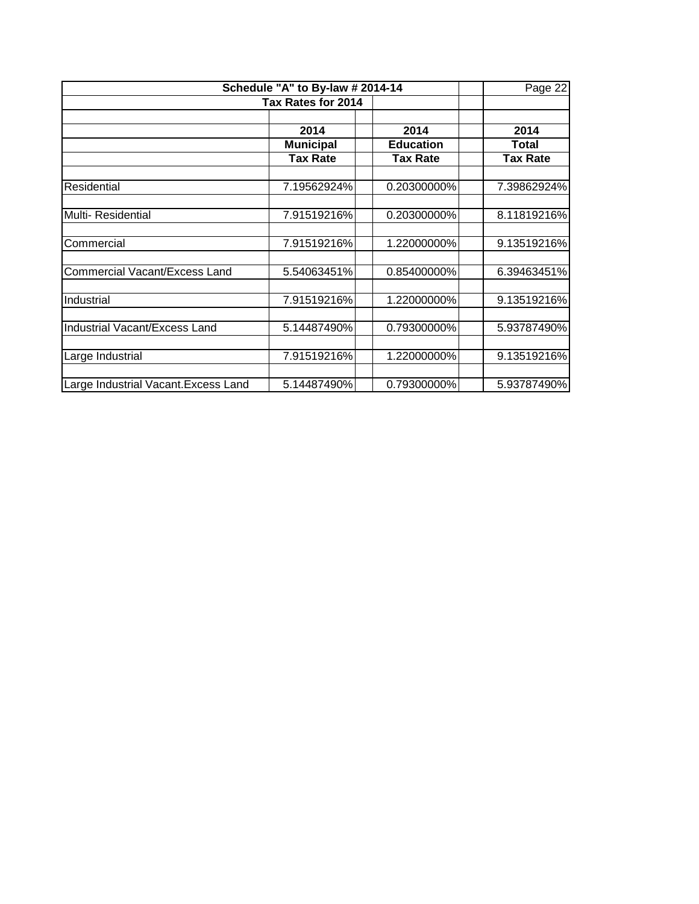| Schedule "A" to By-law # 2014-14 | | | |
|---|---|---|---|
| Tax Rates for 2014 | | | |
| | 2014 | 2014 | 2014 |
| | Municipal | Education | Total |
| | Tax Rate | Tax Rate | Tax Rate |
| Residential | 7.19562924% | 0.20300000% | 7.39862924% |
| Multi- Residential | 7.91519216% | 0.20300000% | 8.11819216% |
| Commercial | 7.91519216% | 1.22000000% | 9.13519216% |
| Commercial Vacant/Excess Land | 5.54063451% | 0.85400000% | 6.39463451% |
| Industrial | 7.91519216% | 1.22000000% | 9.13519216% |
| Industrial Vacant/Excess Land | 5.14487490% | 0.79300000% | 5.93787490% |
| Large Industrial | 7.91519216% | 1.22000000% | 9.13519216% |
| Large Industrial Vacant.Excess Land | 5.14487490% | 0.79300000% | 5.93787490% |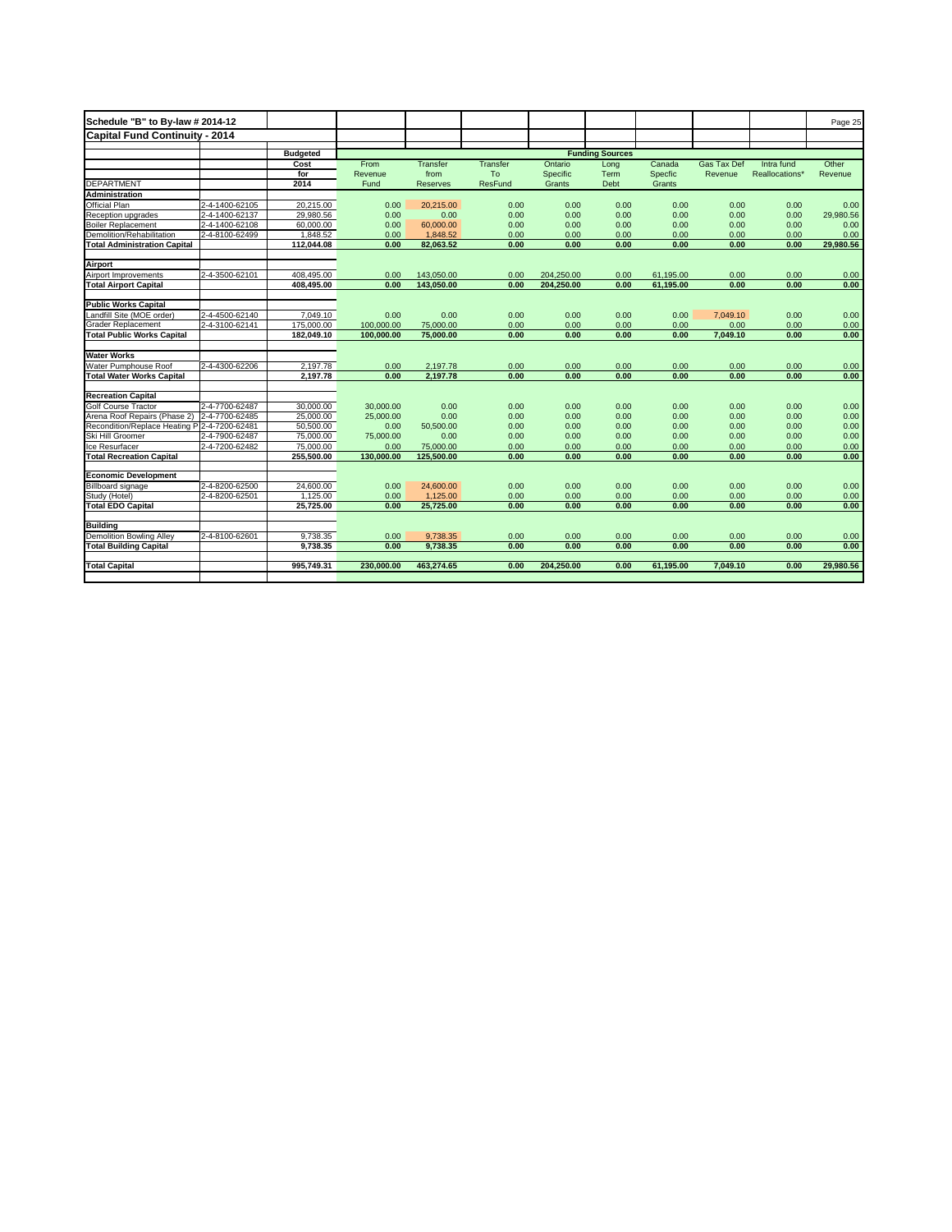## Schedule "B" to By-law # 2014-12

## Capital Fund Continuity - 2014

| DEPARTMENT | | Budgeted Cost for 2014 | Funding Sources | | | | | | | | |
|---|---|---|---|---|---|---|---|---|---|---|---|
| | | | From Revenue Fund | Transfer from Reserves | Transfer To ResFund | Ontario Specific Grants | Long Term Debt | Canada Specfic Grants | Gas Tax Def Revenue | Intra fund Reallocations* | Other Revenue |
| **Administration** | | | | | | | | | | | |
| Official Plan | 2-4-1400-62105 | 20,215.00 | 0.00 | 20,215.00 | 0.00 | 0.00 | 0.00 | 0.00 | 0.00 | 0.00 | 0.00 |
| Reception upgrades | 2-4-1400-62137 | 29,980.56 | 0.00 | 0.00 | 0.00 | 0.00 | 0.00 | 0.00 | 0.00 | 0.00 | 29,980.56 |
| Boiler Replacement | 2-4-1400-62108 | 60,000.00 | 0.00 | 60,000.00 | 0.00 | 0.00 | 0.00 | 0.00 | 0.00 | 0.00 | 0.00 |
| Demolition/Rehabilitation | 2-4-8100-62499 | 1,848.52 | 0.00 | 1,848.52 | 0.00 | 0.00 | 0.00 | 0.00 | 0.00 | 0.00 | 0.00 |
| **Total Administration Capital** | | **112,044.08** | **0.00** | **82,063.52** | **0.00** | **0.00** | **0.00** | **0.00** | **0.00** | **0.00** | **29,980.56** |
| **Airport** | | | | | | | | | | | |
| Airport Improvements | 2-4-3500-62101 | 408,495.00 | 0.00 | 143,050.00 | 0.00 | 204,250.00 | 0.00 | 61,195.00 | 0.00 | 0.00 | 0.00 |
| **Total Airport Capital** | | **408,495.00** | **0.00** | **143,050.00** | **0.00** | **204,250.00** | **0.00** | **61,195.00** | **0.00** | **0.00** | **0.00** |
| **Public Works Capital** | | | | | | | | | | | |
| Landfill Site (MOE order) | 2-4-4500-62140 | 7,049.10 | 0.00 | 0.00 | 0.00 | 0.00 | 0.00 | 0.00 | 7,049.10 | 0.00 | 0.00 |
| Grader Replacement | 2-4-3100-62141 | 175,000.00 | 100,000.00 | 75,000.00 | 0.00 | 0.00 | 0.00 | 0.00 | 0.00 | 0.00 | 0.00 |
| **Total Public Works Capital** | | **182,049.10** | **100,000.00** | **75,000.00** | **0.00** | **0.00** | **0.00** | **0.00** | **7,049.10** | **0.00** | **0.00** |
| **Water Works** | | | | | | | | | | | |
| Water Pumphouse Roof | 2-4-4300-62206 | 2,197.78 | 0.00 | 2,197.78 | 0.00 | 0.00 | 0.00 | 0.00 | 0.00 | 0.00 | 0.00 |
| **Total Water Works Capital** | | **2,197.78** | **0.00** | **2,197.78** | **0.00** | **0.00** | **0.00** | **0.00** | **0.00** | **0.00** | **0.00** |
| **Recreation Capital** | | | | | | | | | | | |
| Golf Course Tractor | 2-4-7700-62487 | 30,000.00 | 30,000.00 | 0.00 | 0.00 | 0.00 | 0.00 | 0.00 | 0.00 | 0.00 | 0.00 |
| Arena Roof Repairs (Phase 2) | 2-4-7700-62485 | 25,000.00 | 25,000.00 | 0.00 | 0.00 | 0.00 | 0.00 | 0.00 | 0.00 | 0.00 | 0.00 |
| Recondition/Replace Heating P | 2-4-7200-62481 | 50,500.00 | 0.00 | 50,500.00 | 0.00 | 0.00 | 0.00 | 0.00 | 0.00 | 0.00 | 0.00 |
| Ski Hill Groomer | 2-4-7900-62487 | 75,000.00 | 75,000.00 | 0.00 | 0.00 | 0.00 | 0.00 | 0.00 | 0.00 | 0.00 | 0.00 |
| Ice Resurfacer | 2-4-7200-62482 | 75,000.00 | 0.00 | 75,000.00 | 0.00 | 0.00 | 0.00 | 0.00 | 0.00 | 0.00 | 0.00 |
| **Total Recreation Capital** | | **255,500.00** | **130,000.00** | **125,500.00** | **0.00** | **0.00** | **0.00** | **0.00** | **0.00** | **0.00** | **0.00** |
| **Economic Development** | | | | | | | | | | | |
| Billboard signage | 2-4-8200-62500 | 24,600.00 | 0.00 | 24,600.00 | 0.00 | 0.00 | 0.00 | 0.00 | 0.00 | 0.00 | 0.00 |
| Study (Hotel) | 2-4-8200-62501 | 1,125.00 | 0.00 | 1,125.00 | 0.00 | 0.00 | 0.00 | 0.00 | 0.00 | 0.00 | 0.00 |
| **Total EDO Capital** | | **25,725.00** | **0.00** | **25,725.00** | **0.00** | **0.00** | **0.00** | **0.00** | **0.00** | **0.00** | **0.00** |
| **Building** | | | | | | | | | | | |
| Demolition Bowling Alley | 2-4-8100-62601 | 9,738.35 | 0.00 | 9,738.35 | 0.00 | 0.00 | 0.00 | 0.00 | 0.00 | 0.00 | 0.00 |
| **Total Building Capital** | | **9,738.35** | **0.00** | **9,738.35** | **0.00** | **0.00** | **0.00** | **0.00** | **0.00** | **0.00** | **0.00** |
| **Total Capital** | | **995,749.31** | **230,000.00** | **463,274.65** | **0.00** | **204,250.00** | **0.00** | **61,195.00** | **7,049.10** | **0.00** | **29,980.56** |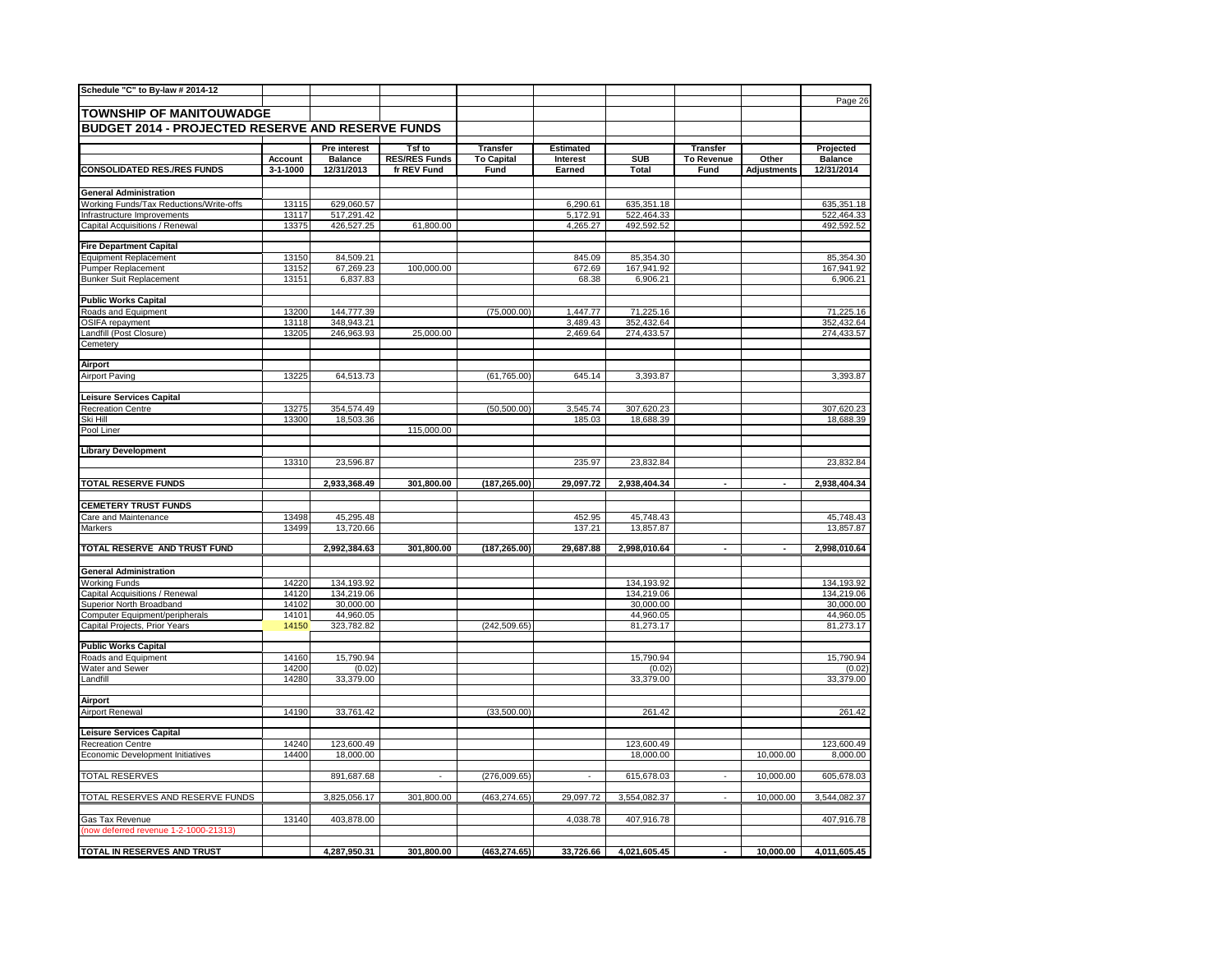Schedule "C" to By-law # 2014-12

# TOWNSHIP OF MANITOUWADGE

## BUDGET 2014 - PROJECTED RESERVE AND RESERVE FUNDS

| CONSOLIDATED RES./RES FUNDS | Account 3-1-1000 | Pre interest Balance 12/31/2013 | Tsf to RES/RES Funds fr REV Fund | Transfer To Capital Fund | Estimated Interest Earned | SUB Total | Transfer To Revenue Fund | Other Adjustments | Projected Balance 12/31/2014 |
|---|---|---|---|---|---|---|---|---|---|
| **General Administration** | | | | | | | | | |
| Working Funds/Tax Reductions/Write-offs | 13115 | 629,060.57 | | | 6,290.61 | 635,351.18 | | | 635,351.18 |
| Infrastructure Improvements | 13117 | 517,291.42 | | | 5,172.91 | 522,464.33 | | | 522,464.33 |
| Capital Acquisitions / Renewal | 13375 | 426,527.25 | 61,800.00 | | 4,265.27 | 492,592.52 | | | 492,592.52 |
| **Fire Department Capital** | | | | | | | | | |
| Equipment Replacement | 13150 | 84,509.21 | | | 845.09 | 85,354.30 | | | 85,354.30 |
| Pumper Replacement | 13152 | 67,269.23 | 100,000.00 | | 672.69 | 167,941.92 | | | 167,941.92 |
| Bunker Suit Replacement | 13151 | 6,837.83 | | | 68.38 | 6,906.21 | | | 6,906.21 |
| **Public Works Capital** | | | | | | | | | |
| Roads and Equipment | 13200 | 144,777.39 | | (75,000.00) | 1,447.77 | 71,225.16 | | | 71,225.16 |
| OSIFA repayment | 13118 | 348,943.21 | | | 3,489.43 | 352,432.64 | | | 352,432.64 |
| Landfill (Post Closure) | 13205 | 246,963.93 | 25,000.00 | | 2,469.64 | 274,433.57 | | | 274,433.57 |
| Cemetery | | | | | | | | | |
| **Airport** | | | | | | | | | |
| Airport Paving | 13225 | 64,513.73 | | (61,765.00) | 645.14 | 3,393.87 | | | 3,393.87 |
| **Leisure Services Capital** | | | | | | | | | |
| Recreation Centre | 13275 | 354,574.49 | | (50,500.00) | 3,545.74 | 307,620.23 | | | 307,620.23 |
| Ski Hill | 13300 | 18,503.36 | | | 185.03 | 18,688.39 | | | 18,688.39 |
| Pool Liner | | | 115,000.00 | | | | | | |
| **Library Development** | | | | | | | | | |
| | 13310 | 23,596.87 | | | 235.97 | 23,832.84 | | | 23,832.84 |
| **TOTAL RESERVE FUNDS** | | **2,933,368.49** | **301,800.00** | **(187,265.00)** | **29,097.72** | **2,938,404.34** | **-** | **-** | **2,938,404.34** |
| **CEMETERY TRUST FUNDS** | | | | | | | | | |
| Care and Maintenance | 13498 | 45,295.48 | | | 452.95 | 45,748.43 | | | 45,748.43 |
| Markers | 13499 | 13,720.66 | | | 137.21 | 13,857.87 | | | 13,857.87 |
| **TOTAL RESERVE AND TRUST FUND** | | **2,992,384.63** | **301,800.00** | **(187,265.00)** | **29,687.88** | **2,998,010.64** | **-** | **-** | **2,998,010.64** |
| **General Administration** | | | | | | | | | |
| Working Funds | 14220 | 134,193.92 | | | | 134,193.92 | | | 134,193.92 |
| Capital Acquisitions / Renewal | 14120 | 134,219.06 | | | | 134,219.06 | | | 134,219.06 |
| Superior North Broadband | 14102 | 30,000.00 | | | | 30,000.00 | | | 30,000.00 |
| Computer Equipment/peripherals | 14101 | 44,960.05 | | | | 44,960.05 | | | 44,960.05 |
| Capital Projects, Prior Years | 14150 | 323,782.82 | | (242,509.65) | | 81,273.17 | | | 81,273.17 |
| **Public Works Capital** | | | | | | | | | |
| Roads and Equipment | 14160 | 15,790.94 | | | | 15,790.94 | | | 15,790.94 |
| Water and Sewer | 14200 | (0.02) | | | | (0.02) | | | (0.02) |
| Landfill | 14280 | 33,379.00 | | | | 33,379.00 | | | 33,379.00 |
| **Airport** | | | | | | | | | |
| Airport Renewal | 14190 | 33,761.42 | | (33,500.00) | | 261.42 | | | 261.42 |
| **Leisure Services Capital** | | | | | | | | | |
| Recreation Centre | 14240 | 123,600.49 | | | | 123,600.49 | | | 123,600.49 |
| Economic Development Initiatives | 14400 | 18,000.00 | | | | 18,000.00 | | 10,000.00 | 8,000.00 |
| TOTAL RESERVES | | 891,687.68 | - | (276,009.65) | - | 615,678.03 | - | 10,000.00 | 605,678.03 |
| TOTAL RESERVES AND RESERVE FUNDS | | 3,825,056.17 | 301,800.00 | (463,274.65) | 29,097.72 | 3,554,082.37 | - | 10,000.00 | 3,544,082.37 |
| Gas Tax Revenue | 13140 | 403,878.00 | | | 4,038.78 | 407,916.78 | | | 407,916.78 |
| (now deferred revenue 1-2-1000-21313) | | | | | | | | | |
| **TOTAL IN RESERVES AND TRUST** | | **4,287,950.31** | **301,800.00** | **(463,274.65)** | **33,726.66** | **4,021,605.45** | **-** | **10,000.00** | **4,011,605.45** |